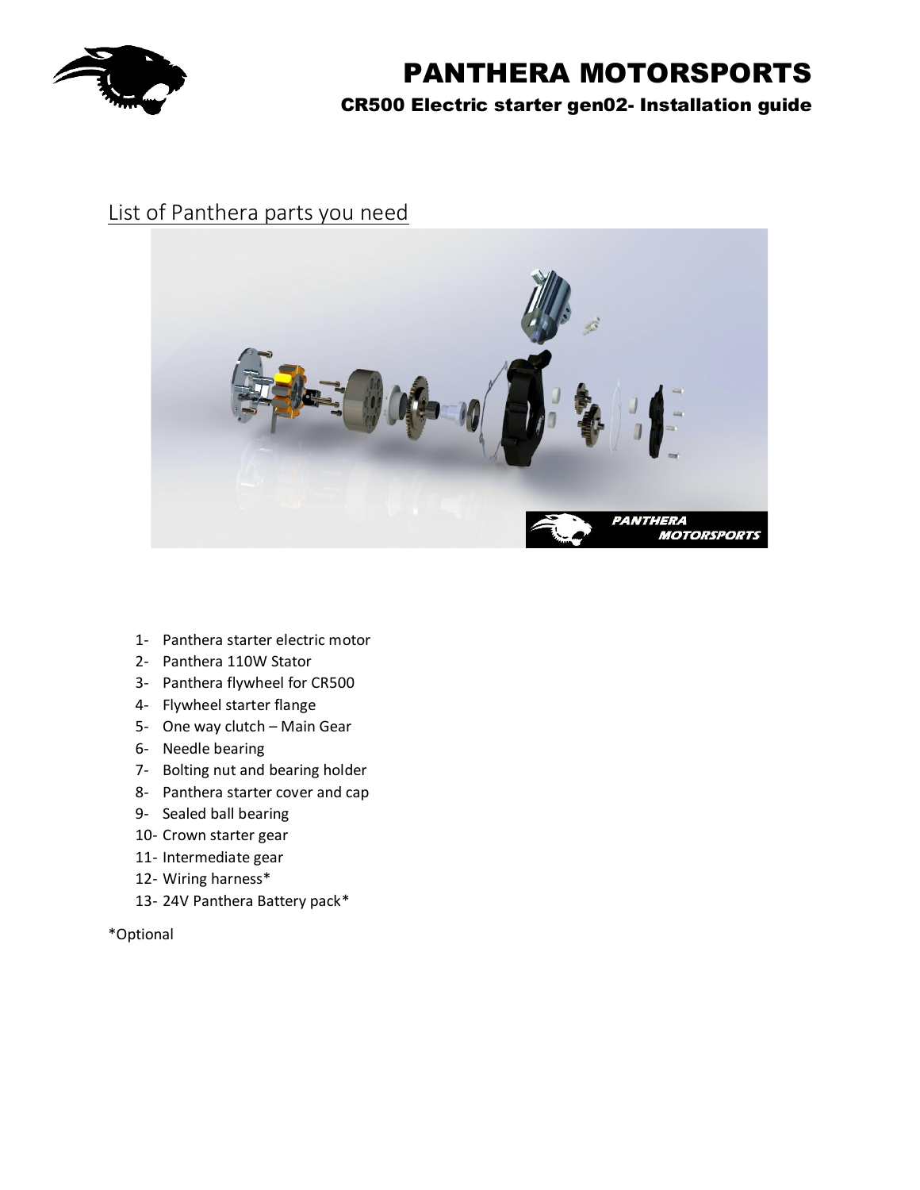# PANTHERA MOTORSPORTS

## CR500 Electric starter gen02- Installation guide

## List of Panthera parts you need

1- Panthera starter electric motor
2- Panthera 110W Stator
3- Panthera flywheel for CR500
4- Flywheel starter flange
5- One way clutch – Main Gear
6- Needle bearing
7- Bolting nut and bearing holder
8- Panthera starter cover and cap
9- Sealed ball bearing
10- Crown starter gear
11- Intermediate gear
12- Wiring harness*
13- 24V Panthera Battery pack*

*Optional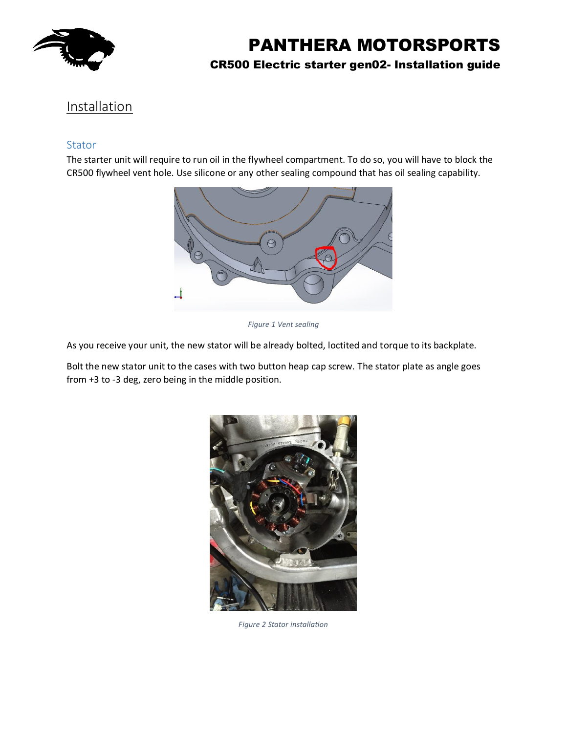# Installation

## Stator

The starter unit will require to run oil in the flywheel compartment. To do so, you will have to block the CR500 flywheel vent hole. Use silicone or any other sealing compound that has oil sealing capability.

*Figure 1 Vent sealing*

As you receive your unit, the new stator will be already bolted, loctited and torque to its backplate.

Bolt the new stator unit to the cases with two button heap cap screw. The stator plate as angle goes from +3 to -3 deg, zero being in the middle position.

*Figure 2 Stator installation*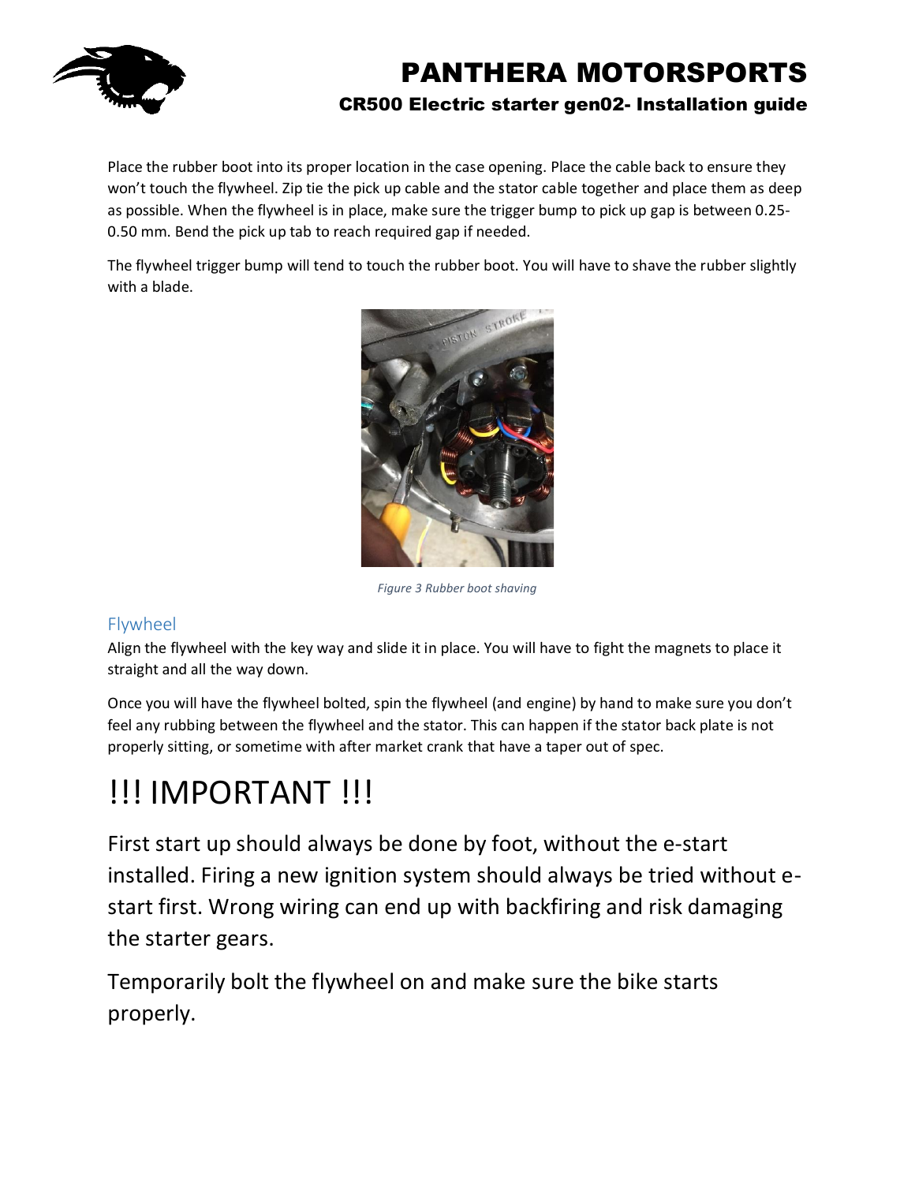Place the rubber boot into its proper location in the case opening. Place the cable back to ensure they won't touch the flywheel. Zip tie the pick up cable and the stator cable together and place them as deep as possible. When the flywheel is in place, make sure the trigger bump to pick up gap is between 0.25-0.50 mm. Bend the pick up tab to reach required gap if needed.

The flywheel trigger bump will tend to touch the rubber boot. You will have to shave the rubber slightly with a blade.

*Figure 3 Rubber boot shaving*

## Flywheel

Align the flywheel with the key way and slide it in place. You will have to fight the magnets to place it straight and all the way down.

Once you will have the flywheel bolted, spin the flywheel (and engine) by hand to make sure you don't feel any rubbing between the flywheel and the stator. This can happen if the stator back plate is not properly sitting, or sometime with after market crank that have a taper out of spec.

# !!! IMPORTANT !!!

First start up should always be done by foot, without the e-start installed. Firing a new ignition system should always be tried without e-start first. Wrong wiring can end up with backfiring and risk damaging the starter gears.

Temporarily bolt the flywheel on and make sure the bike starts properly.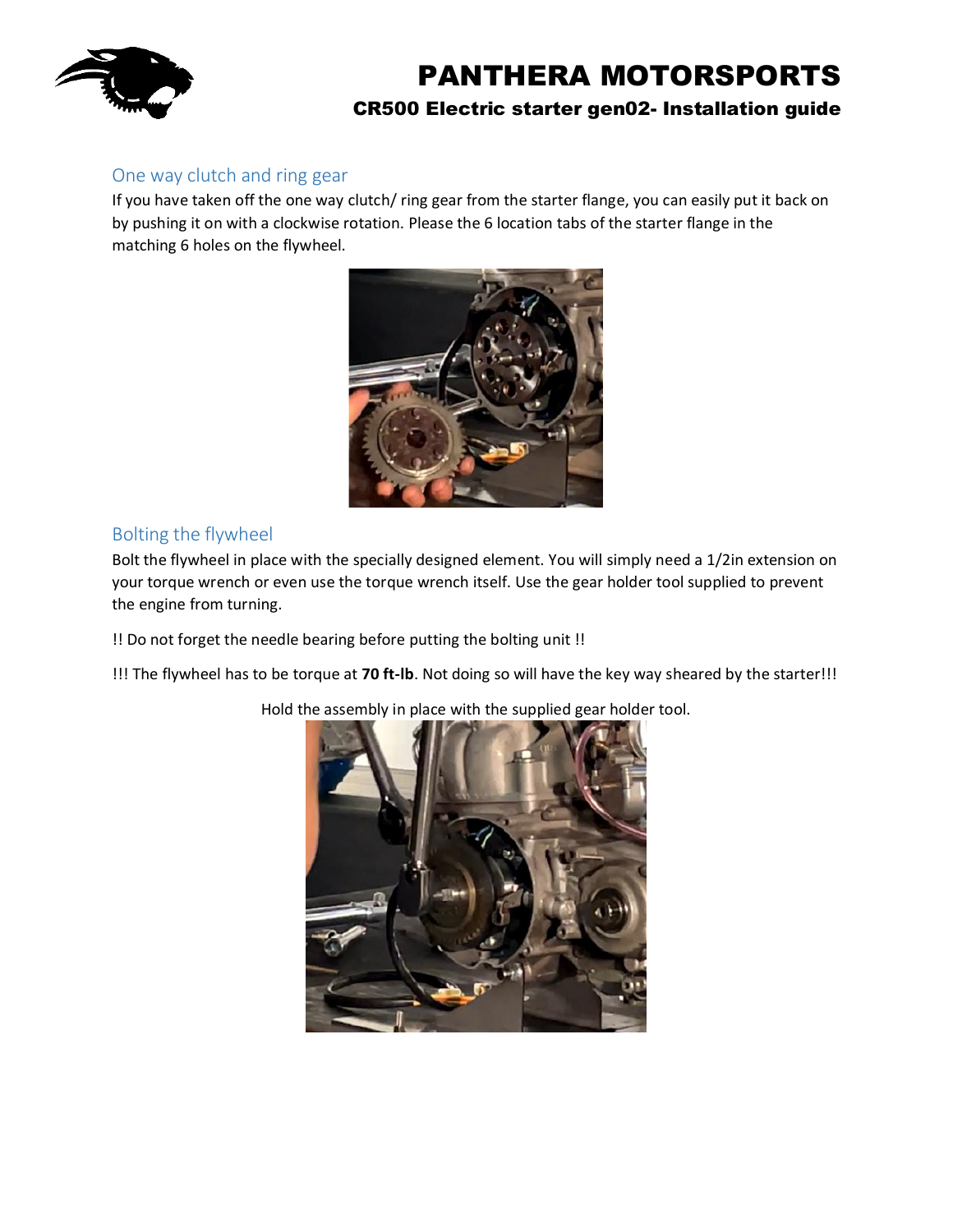## One way clutch and ring gear

If you have taken off the one way clutch/ ring gear from the starter flange, you can easily put it back on by pushing it on with a clockwise rotation. Please the 6 location tabs of the starter flange in the matching 6 holes on the flywheel.

## Bolting the flywheel

Bolt the flywheel in place with the specially designed element. You will simply need a 1/2in extension on your torque wrench or even use the torque wrench itself. Use the gear holder tool supplied to prevent the engine from turning.

!! Do not forget the needle bearing before putting the bolting unit !!

!!! The flywheel has to be torque at **70 ft-lb**. Not doing so will have the key way sheared by the starter!!!

Hold the assembly in place with the supplied gear holder tool.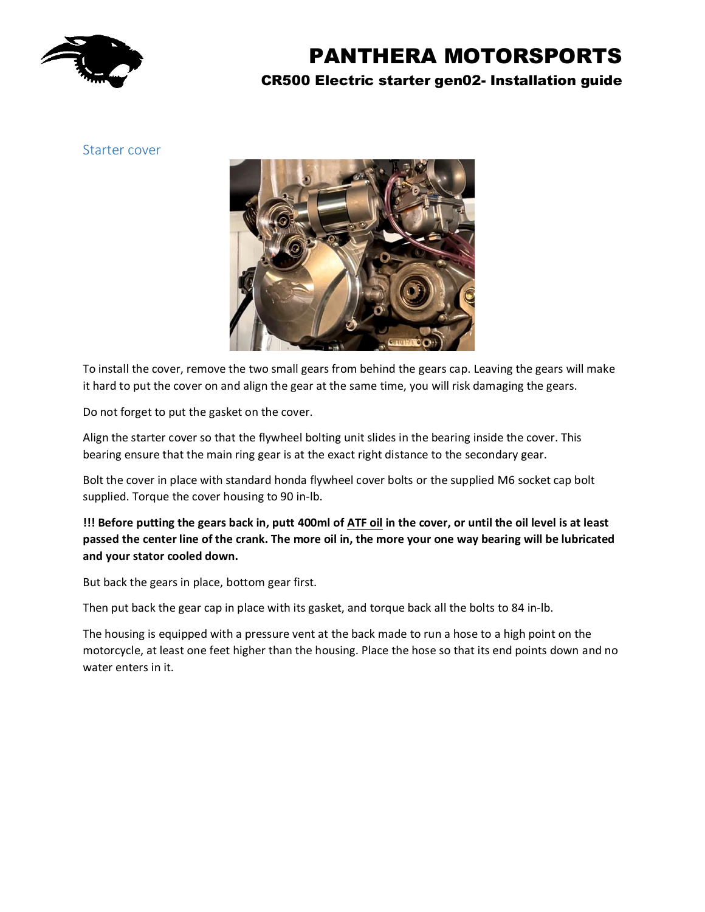## Starter cover

To install the cover, remove the two small gears from behind the gears cap. Leaving the gears will make it hard to put the cover on and align the gear at the same time, you will risk damaging the gears.

Do not forget to put the gasket on the cover.

Align the starter cover so that the flywheel bolting unit slides in the bearing inside the cover. This bearing ensure that the main ring gear is at the exact right distance to the secondary gear.

Bolt the cover in place with standard honda flywheel cover bolts or the supplied M6 socket cap bolt supplied. Torque the cover housing to 90 in-lb.

**!!! Before putting the gears back in, putt 400ml of ATF oil in the cover, or until the oil level is at least passed the center line of the crank. The more oil in, the more your one way bearing will be lubricated and your stator cooled down.**

But back the gears in place, bottom gear first.

Then put back the gear cap in place with its gasket, and torque back all the bolts to 84 in-lb.

The housing is equipped with a pressure vent at the back made to run a hose to a high point on the motorcycle, at least one feet higher than the housing. Place the hose so that its end points down and no water enters in it.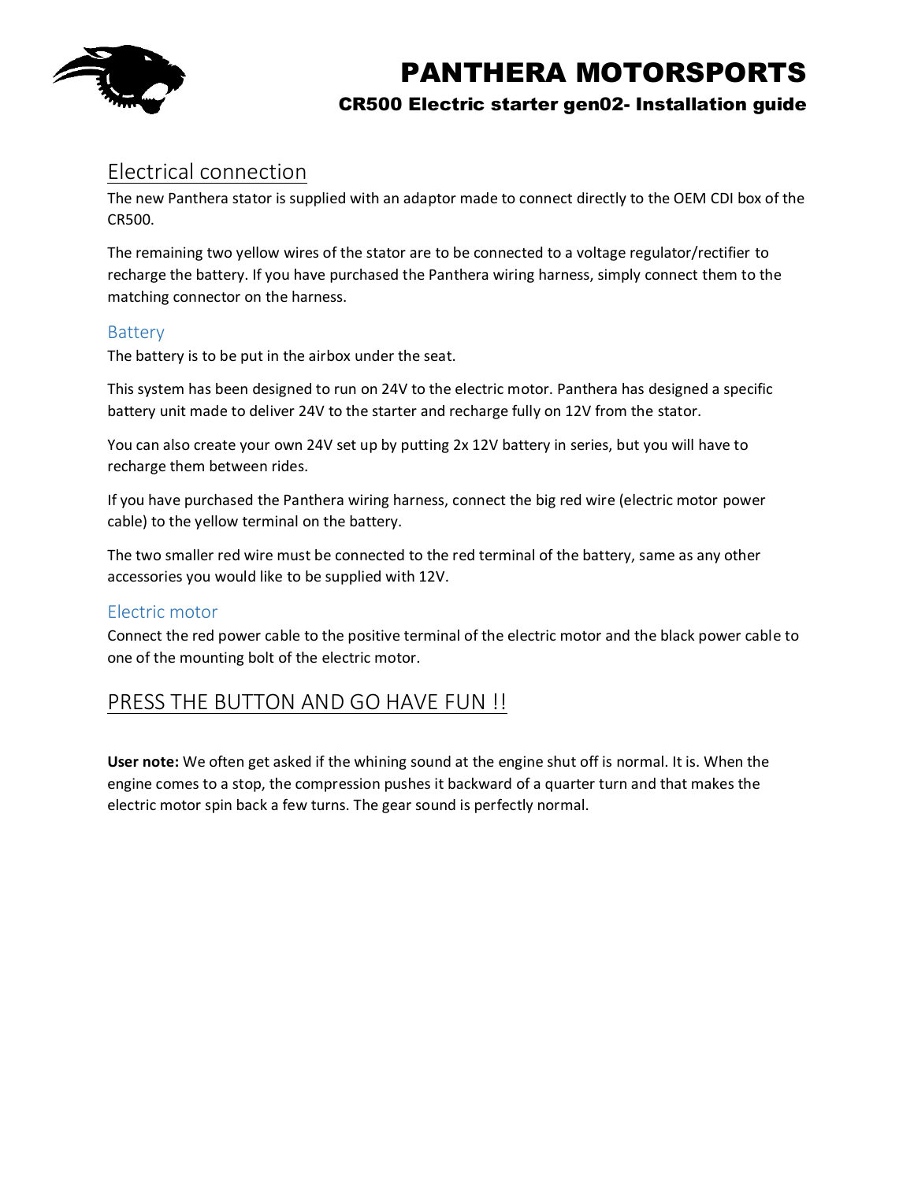## Electrical connection

The new Panthera stator is supplied with an adaptor made to connect directly to the OEM CDI box of the CR500.

The remaining two yellow wires of the stator are to be connected to a voltage regulator/rectifier to recharge the battery. If you have purchased the Panthera wiring harness, simply connect them to the matching connector on the harness.

### Battery

The battery is to be put in the airbox under the seat.

This system has been designed to run on 24V to the electric motor. Panthera has designed a specific battery unit made to deliver 24V to the starter and recharge fully on 12V from the stator.

You can also create your own 24V set up by putting 2x 12V battery in series, but you will have to recharge them between rides.

If you have purchased the Panthera wiring harness, connect the big red wire (electric motor power cable) to the yellow terminal on the battery.

The two smaller red wire must be connected to the red terminal of the battery, same as any other accessories you would like to be supplied with 12V.

### Electric motor

Connect the red power cable to the positive terminal of the electric motor and the black power cable to one of the mounting bolt of the electric motor.

## PRESS THE BUTTON AND GO HAVE FUN !!

**User note:** We often get asked if the whining sound at the engine shut off is normal. It is. When the engine comes to a stop, the compression pushes it backward of a quarter turn and that makes the electric motor spin back a few turns. The gear sound is perfectly normal.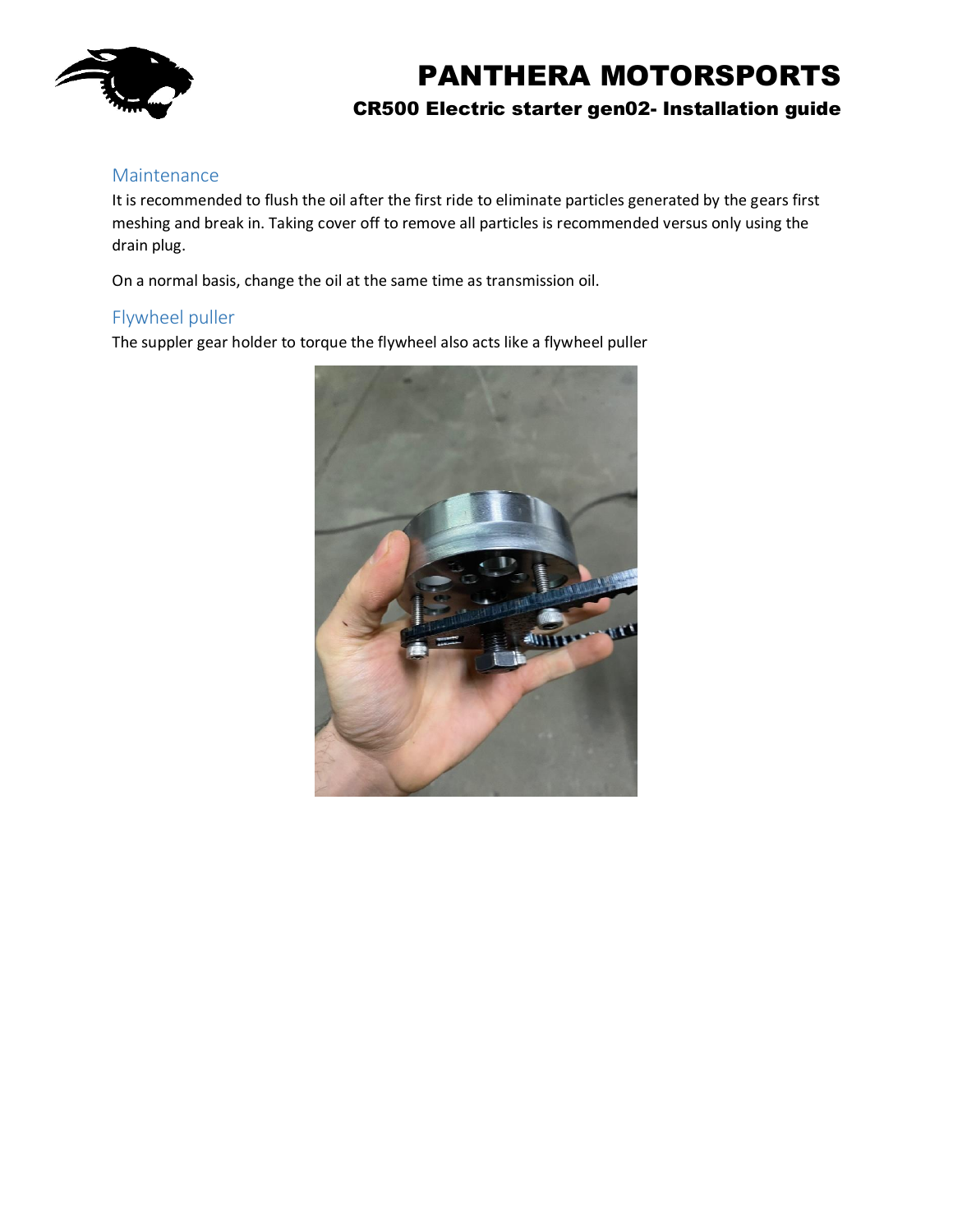## Maintenance

It is recommended to flush the oil after the first ride to eliminate particles generated by the gears first meshing and break in. Taking cover off to remove all particles is recommended versus only using the drain plug.

On a normal basis, change the oil at the same time as transmission oil.

## Flywheel puller

The suppler gear holder to torque the flywheel also acts like a flywheel puller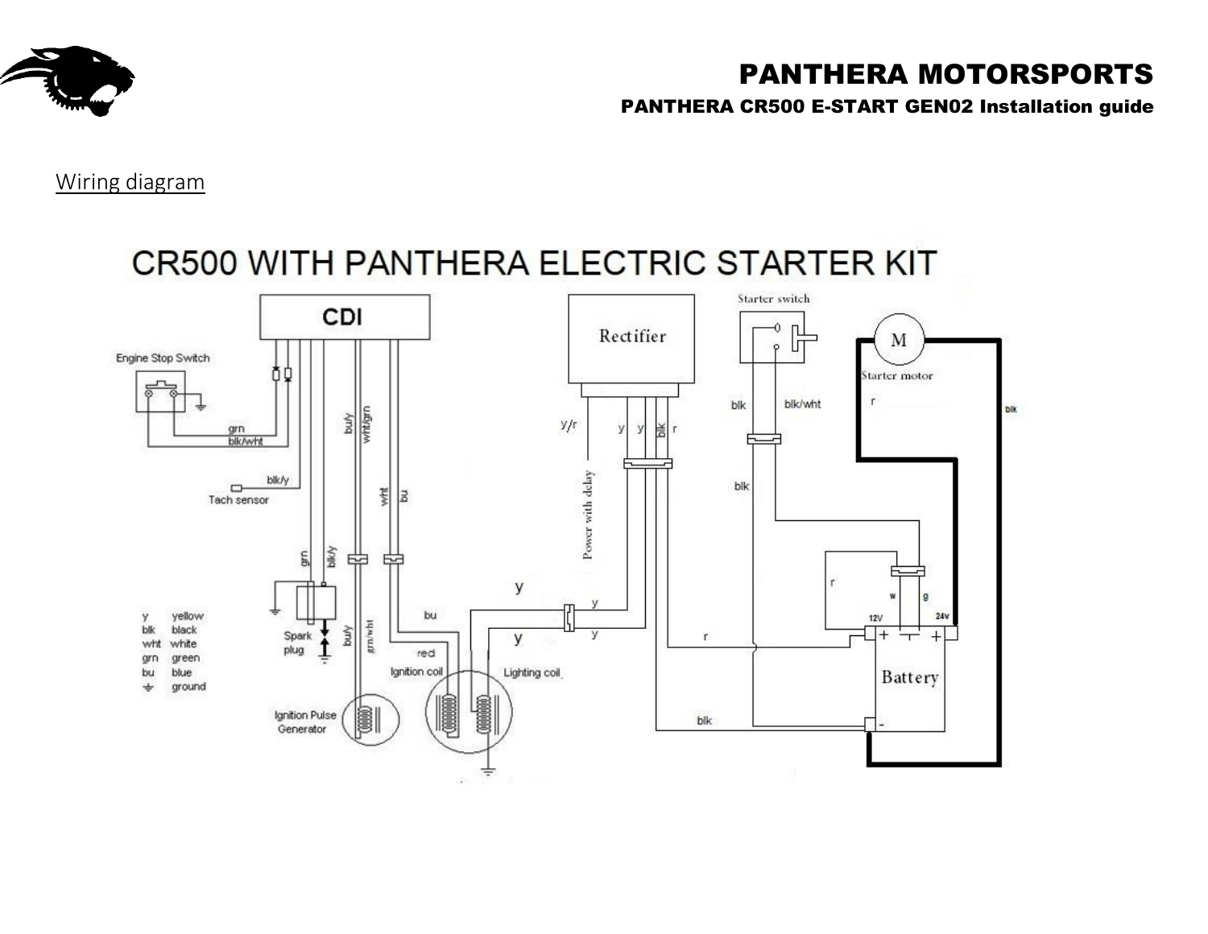## Wiring diagram

**CR500 WITH PANTHERA ELECTRIC STARTER KIT**

| | |
|---|---|
| y | yellow |
| blk | black |
| wht | white |
| grn | green |
| bu | blue |
| ⏚ | ground |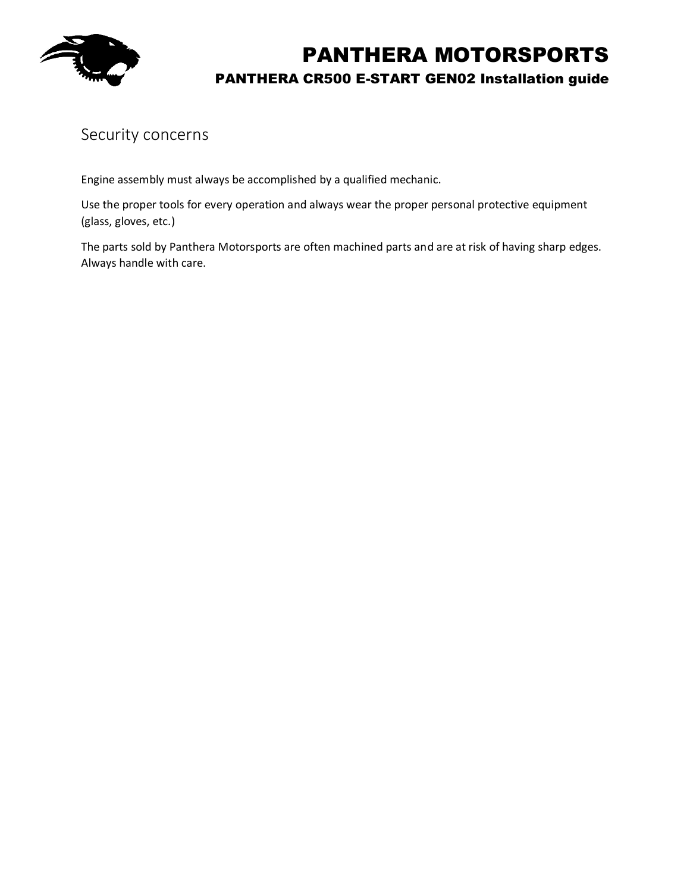## Security concerns

Engine assembly must always be accomplished by a qualified mechanic.

Use the proper tools for every operation and always wear the proper personal protective equipment (glass, gloves, etc.)

The parts sold by Panthera Motorsports are often machined parts and are at risk of having sharp edges. Always handle with care.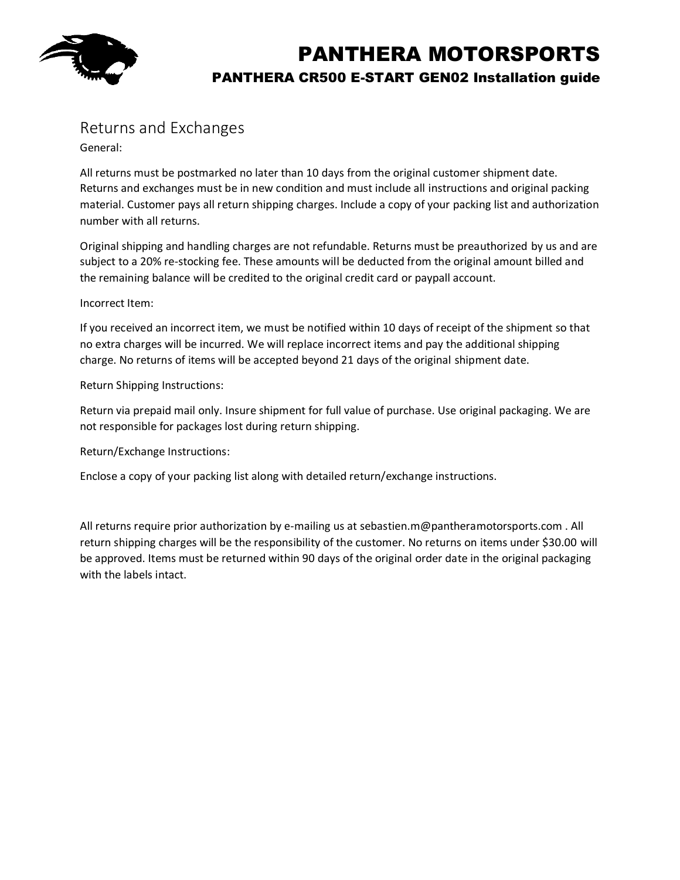## Returns and Exchanges

General:

All returns must be postmarked no later than 10 days from the original customer shipment date. Returns and exchanges must be in new condition and must include all instructions and original packing material. Customer pays all return shipping charges. Include a copy of your packing list and authorization number with all returns.

Original shipping and handling charges are not refundable. Returns must be preauthorized by us and are subject to a 20% re-stocking fee. These amounts will be deducted from the original amount billed and the remaining balance will be credited to the original credit card or paypall account.

Incorrect Item:

If you received an incorrect item, we must be notified within 10 days of receipt of the shipment so that no extra charges will be incurred. We will replace incorrect items and pay the additional shipping charge. No returns of items will be accepted beyond 21 days of the original shipment date.

Return Shipping Instructions:

Return via prepaid mail only. Insure shipment for full value of purchase. Use original packaging. We are not responsible for packages lost during return shipping.

Return/Exchange Instructions:

Enclose a copy of your packing list along with detailed return/exchange instructions.

All returns require prior authorization by e-mailing us at sebastien.m@pantheramotorsports.com . All return shipping charges will be the responsibility of the customer. No returns on items under $30.00 will be approved. Items must be returned within 90 days of the original order date in the original packaging with the labels intact.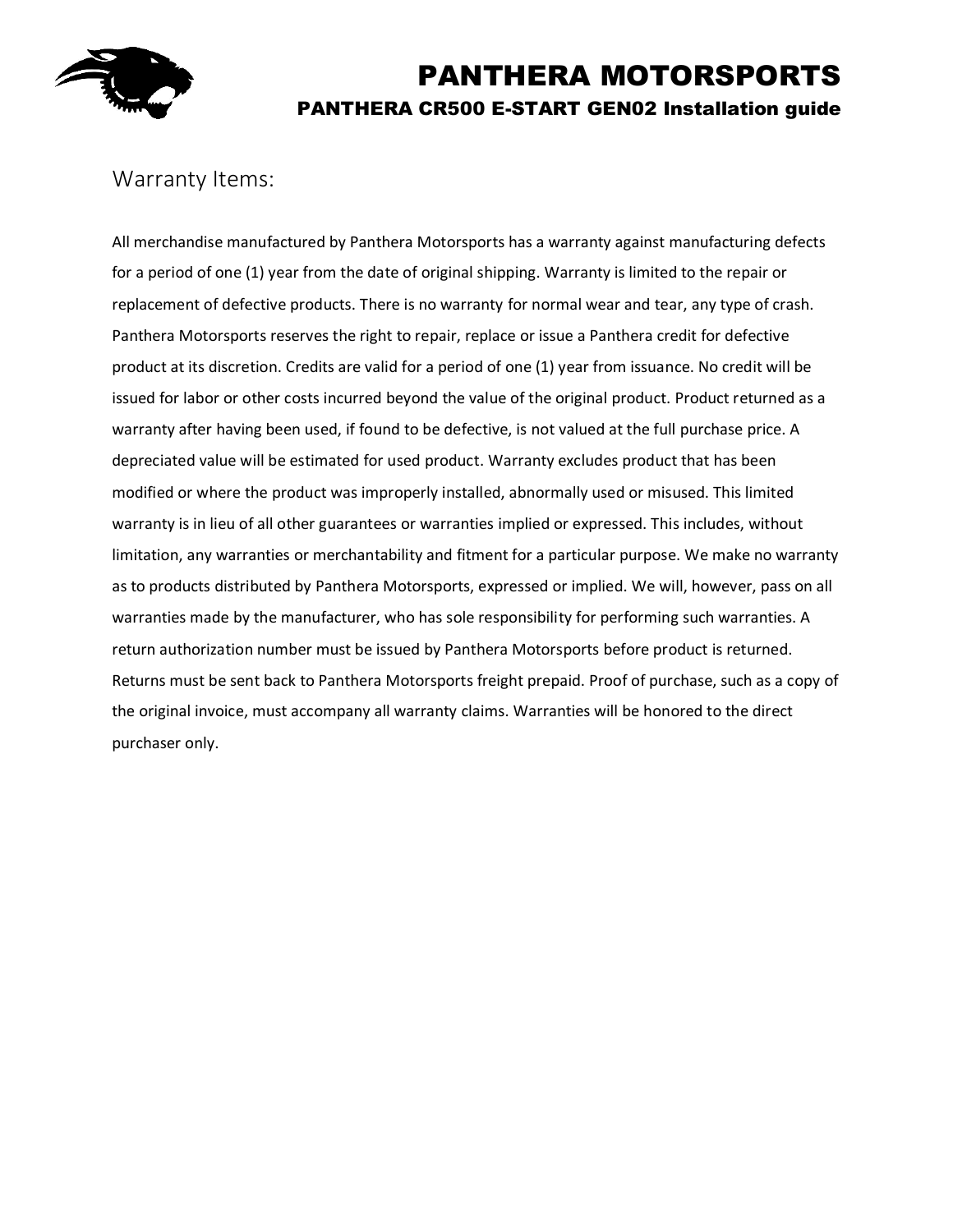## Warranty Items:

All merchandise manufactured by Panthera Motorsports has a warranty against manufacturing defects for a period of one (1) year from the date of original shipping. Warranty is limited to the repair or replacement of defective products. There is no warranty for normal wear and tear, any type of crash. Panthera Motorsports reserves the right to repair, replace or issue a Panthera credit for defective product at its discretion. Credits are valid for a period of one (1) year from issuance. No credit will be issued for labor or other costs incurred beyond the value of the original product. Product returned as a warranty after having been used, if found to be defective, is not valued at the full purchase price. A depreciated value will be estimated for used product. Warranty excludes product that has been modified or where the product was improperly installed, abnormally used or misused. This limited warranty is in lieu of all other guarantees or warranties implied or expressed. This includes, without limitation, any warranties or merchantability and fitment for a particular purpose. We make no warranty as to products distributed by Panthera Motorsports, expressed or implied. We will, however, pass on all warranties made by the manufacturer, who has sole responsibility for performing such warranties. A return authorization number must be issued by Panthera Motorsports before product is returned. Returns must be sent back to Panthera Motorsports freight prepaid. Proof of purchase, such as a copy of the original invoice, must accompany all warranty claims. Warranties will be honored to the direct purchaser only.